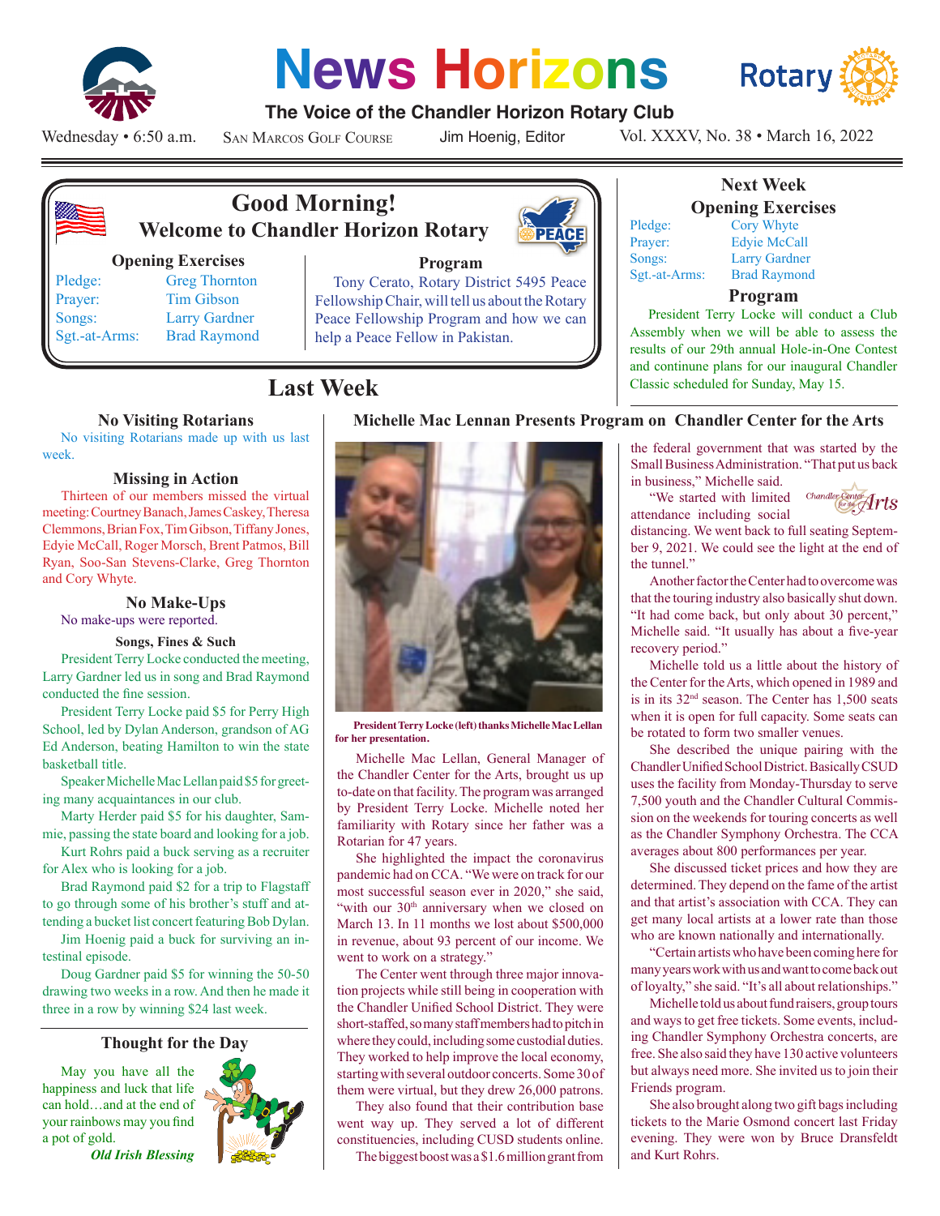# News Horizons

**The Voice of the Chandler Horizon Rotary Club**

Wednesday • 6:50 a.m. San Marcos Golf Course Jim Hoenig, Editor Vol. XXXV, No. 38 • March 16, 2022

## Good Morning!
## Welcome to Chandler Horizon Rotary

### Opening Exercises

| | |
|---|---|
| Pledge: | Greg Thornton |
| Prayer: | Tim Gibson |
| Songs: | Larry Gardner |
| Sgt.-at-Arms: | Brad Raymond |

### Program

Tony Cerato, Rotary District 5495 Peace Fellowship Chair, will tell us about the Rotary Peace Fellowship Program and how we can help a Peace Fellow in Pakistan.

## Next Week
### Opening Exercises

| | |
|---|---|
| Pledge: | Cory Whyte |
| Prayer: | Edyie McCall |
| Songs: | Larry Gardner |
| Sgt.-at-Arms: | Brad Raymond |

### Program

President Terry Locke will conduct a Club Assembly when we will be able to assess the results of our 29th annual Hole-in-One Contest and continune plans for our inaugural Chandler Classic scheduled for Sunday, May 15.

## Last Week

### No Visiting Rotarians

No visiting Rotarians made up with us last week.

### Missing in Action

Thirteen of our members missed the virtual meeting: Courtney Banach, James Caskey, Theresa Clemmons, Brian Fox, Tim Gibson, Tiffany Jones, Edyie McCall, Roger Morsch, Brent Patmos, Bill Ryan, Soo-San Stevens-Clarke, Greg Thornton and Cory Whyte.

### No Make-Ups

No make-ups were reported.

### Songs, Fines & Such

President Terry Locke conducted the meeting, Larry Gardner led us in song and Brad Raymond conducted the fine session.

President Terry Locke paid $5 for Perry High School, led by Dylan Anderson, grandson of AG Ed Anderson, beating Hamilton to win the state basketball title.

Speaker Michelle Mac Lellan paid $5 for greeting many acquaintances in our club.

Marty Herder paid $5 for his daughter, Sammie, passing the state board and looking for a job.

Kurt Rohrs paid a buck serving as a recruiter for Alex who is looking for a job.

Brad Raymond paid $2 for a trip to Flagstaff to go through some of his brother's stuff and attending a bucket list concert featuring Bob Dylan.

Jim Hoenig paid a buck for surviving an intestinal episode.

Doug Gardner paid $5 for winning the 50-50 drawing two weeks in a row. And then he made it three in a row by winning $24 last week.

### Thought for the Day

May you have all the happiness and luck that life can hold…and at the end of your rainbows may you find a pot of gold.

***Old Irish Blessing***

### Michelle Mac Lennan Presents Program on Chandler Center for the Arts

**President Terry Locke (left) thanks Michelle Mac Lellan for her presentation.**

Michelle Mac Lellan, General Manager of the Chandler Center for the Arts, brought us up to-date on that facility. The program was arranged by President Terry Locke. Michelle noted her familiarity with Rotary since her father was a Rotarian for 47 years.

She highlighted the impact the coronavirus pandemic had on CCA. "We were on track for our most successful season ever in 2020," she said, "with our 30th anniversary when we closed on March 13. In 11 months we lost about $500,000 in revenue, about 93 percent of our income. We went to work on a strategy."

The Center went through three major innovation projects while still being in cooperation with the Chandler Unified School District. They were short-staffed, so many staff members had to pitch in where they could, including some custodial duties. They worked to help improve the local economy, starting with several outdoor concerts. Some 30 of them were virtual, but they drew 26,000 patrons.

They also found that their contribution base went way up. They served a lot of different constituencies, including CUSD students online.

The biggest boost was a $1.6 million grant from the federal government that was started by the Small Business Administration. "That put us back in business," Michelle said.

"We started with limited attendance including social distancing. We went back to full seating September 9, 2021. We could see the light at the end of the tunnel."

Another factor the Center had to overcome was that the touring industry also basically shut down. "It had come back, but only about 30 percent," Michelle said. "It usually has about a five-year recovery period."

Michelle told us a little about the history of the Center for the Arts, which opened in 1989 and is in its 32nd season. The Center has 1,500 seats when it is open for full capacity. Some seats can be rotated to form two smaller venues.

She described the unique pairing with the Chandler Unified School District. Basically CSUD uses the facility from Monday-Thursday to serve 7,500 youth and the Chandler Cultural Commission on the weekends for touring concerts as well as the Chandler Symphony Orchestra. The CCA averages about 800 performances per year.

She discussed ticket prices and how they are determined. They depend on the fame of the artist and that artist's association with CCA. They can get many local artists at a lower rate than those who are known nationally and internationally.

"Certain artists who have been coming here for many years work with us and want to come back out of loyalty," she said. "It's all about relationships."

Michelle told us about fund raisers, group tours and ways to get free tickets. Some events, including Chandler Symphony Orchestra concerts, are free. She also said they have 130 active volunteers but always need more. She invited us to join their Friends program.

She also brought along two gift bags including tickets to the Marie Osmond concert last Friday evening. They were won by Bruce Dransfeldt and Kurt Rohrs.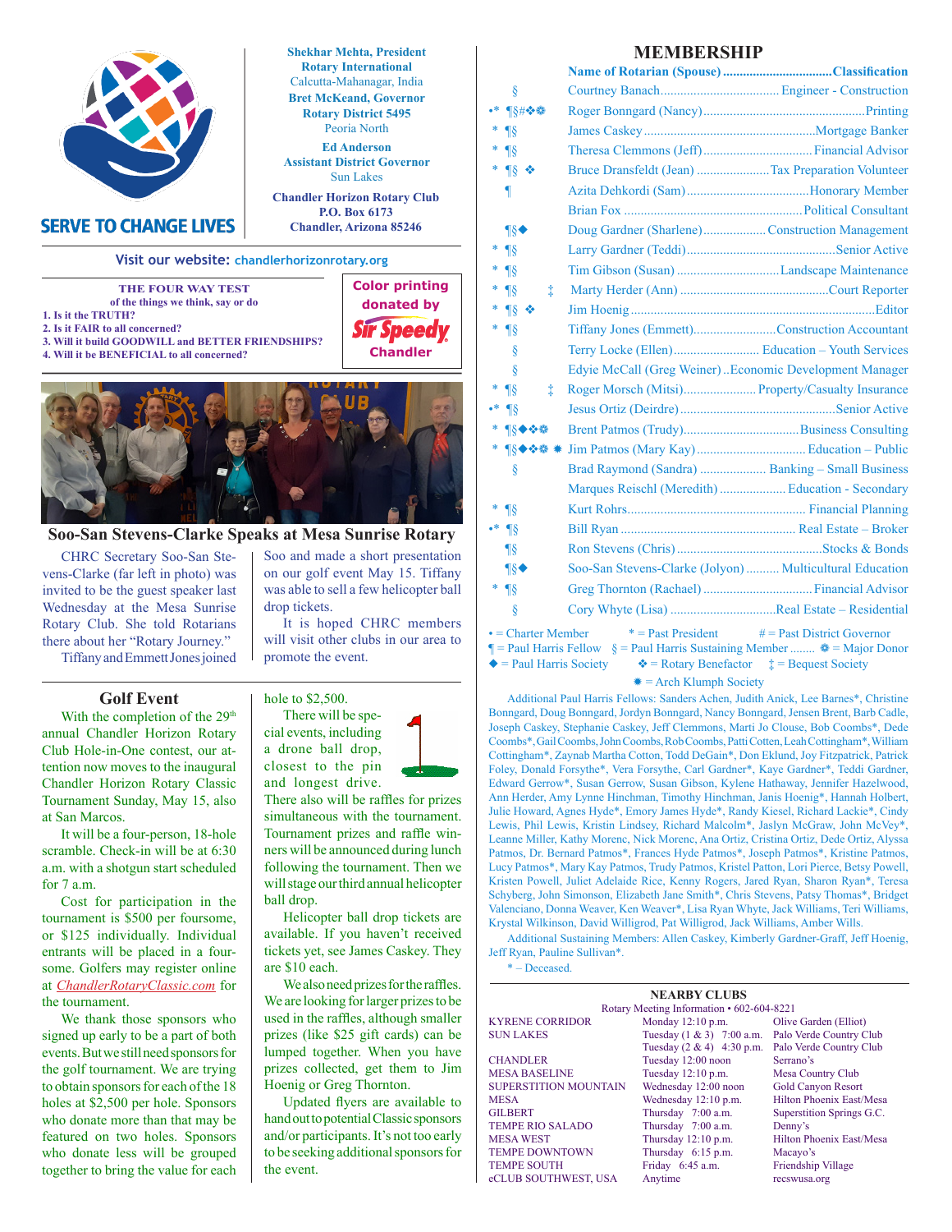**Shekhar Mehta, President**
**Rotary International**
Calcutta-Mahanagar, India
**Bret McKeand, Governor**
**Rotary District 5495**
Peoria North
**Ed Anderson**
**Assistant District Governor**
Sun Lakes

**Chandler Horizon Rotary Club**
**P.O. Box 6173**
**Chandler, Arizona 85246**

SERVE TO CHANGE LIVES

Visit our website: chandlerhorizonrotary.org

**THE FOUR WAY TEST**
**of the things we think, say or do**
1. Is it the TRUTH?
2. Is it FAIR to all concerned?
3. Will it build GOODWILL and BETTER FRIENDSHIPS?
4. Will it be BENEFICIAL to all concerned?

Color printing donated by Sir Speedy Chandler

## Soo-San Stevens-Clarke Speaks at Mesa Sunrise Rotary

CHRC Secretary Soo-San Stevens-Clarke (far left in photo) was invited to be the guest speaker last Wednesday at the Mesa Sunrise Rotary Club. She told Rotarians there about her "Rotary Journey."

Tiffany and Emmett Jones joined Soo and made a short presentation on our golf event May 15. Tiffany was able to sell a few helicopter ball drop tickets.

It is hoped CHRC members will visit other clubs in our area to promote the event.

## Golf Event

With the completion of the 29th annual Chandler Horizon Rotary Club Hole-in-One contest, our attention now moves to the inaugural Chandler Horizon Rotary Classic Tournament Sunday, May 15, also at San Marcos.

It will be a four-person, 18-hole scramble. Check-in will be at 6:30 a.m. with a shotgun start scheduled for 7 a.m.

Cost for participation in the tournament is $500 per foursome, or $125 individually. Individual entrants will be placed in a foursome. Golfers may register online at *ChandlerRotaryClassic.com* for the tournament.

We thank those sponsors who signed up early to be a part of both events. But we still need sponsors for the golf tournament. We are trying to obtain sponsors for each of the 18 holes at $2,500 per hole. Sponsors who donate more than that may be featured on two holes. Sponsors who donate less will be grouped together to bring the value for each hole to $2,500.

There will be special events, including a drone ball drop, closest to the pin and longest drive. There also will be raffles for prizes simultaneous with the tournament. Tournament prizes and raffle winners will be announced during lunch following the tournament. Then we will stage our third annual helicopter ball drop.

Helicopter ball drop tickets are available. If you haven't received tickets yet, see James Caskey. They are $10 each.

We also need prizes for the raffles. We are looking for larger prizes to be used in the raffles, although smaller prizes (like $25 gift cards) can be lumped together. When you have prizes collected, get them to Jim Hoenig or Greg Thornton.

Updated flyers are available to hand out to potential Classic sponsors and/or participants. It's not too early to be seeking additional sponsors for the event.

## MEMBERSHIP

| | Name of Rotarian (Spouse) | Classification |
|---|---|---|
| § | Courtney Banach | Engineer - Construction |
| •* ¶§#❖✵ | Roger Bonngard (Nancy) | Printing |
| * ¶§ | James Caskey | Mortgage Banker |
| * ¶§ | Theresa Clemmons (Jeff) | Financial Advisor |
| * ¶§ ❖ | Bruce Dransfeldt (Jean) | Tax Preparation Volunteer |
| ¶ | Azita Dehkordi (Sam) | Honorary Member |
| | Brian Fox | Political Consultant |
| ¶§◆ | Doug Gardner (Sharlene) | Construction Management |
| * ¶§ | Larry Gardner (Teddi) | Senior Active |
| * ¶§ | Tim Gibson (Susan) | Landscape Maintenance |
| * ¶§ ‡ | Marty Herder (Ann) | Court Reporter |
| * ¶§ ❖ | Jim Hoenig | Editor |
| * ¶§ | Tiffany Jones (Emmett) | Construction Accountant |
| § | Terry Locke (Ellen) | Education – Youth Services |
| § | Edyie McCall (Greg Weiner) | Economic Development Manager |
| * ¶§ ‡ | Roger Morsch (Mitsi) | Property/Casualty Insurance |
| •* ¶§ | Jesus Ortiz (Deirdre) | Senior Active |
| * ¶§◆❖✵ | Brent Patmos (Trudy) | Business Consulting |
| * ¶§◆❖✵ ✷ | Jim Patmos (Mary Kay) | Education – Public |
| § | Brad Raymond (Sandra) | Banking – Small Business |
| | Marques Reischl (Meredith) | Education - Secondary |
| * ¶§ | Kurt Rohrs | Financial Planning |
| •* ¶§ | Bill Ryan | Real Estate – Broker |
| ¶§ | Ron Stevens (Chris) | Stocks & Bonds |
| ¶§◆ | Soo-San Stevens-Clarke (Jolyon) | Multicultural Education |
| * ¶§ | Greg Thornton (Rachael) | Financial Advisor |
| § | Cory Whyte (Lisa) | Real Estate – Residential |

• = Charter Member  * = Past President  # = Past District Governor
¶ = Paul Harris Fellow  § = Paul Harris Sustaining Member ........ ✵ = Major Donor
◆ = Paul Harris Society  ❖ = Rotary Benefactor  ‡ = Bequest Society
✷ = Arch Klumph Society

Additional Paul Harris Fellows: Sanders Achen, Judith Anick, Lee Barnes*, Christine Bonngard, Doug Bonngard, Jordyn Bonngard, Nancy Bonngard, Jensen Brent, Barb Cadle, Joseph Caskey, Stephanie Caskey, Jeff Clemmons, Marti Jo Clouse, Bob Coombs*, Dede Coombs*, Gail Coombs, John Coombs, Rob Coombs, Patti Cotten, Leah Cottingham*, William Cottingham*, Zaynab Martha Cotton, Todd DeGain*, Don Eklund, Joy Fitzpatrick, Patrick Foley, Donald Forsythe*, Vera Forsythe, Carl Gardner*, Kaye Gardner*, Teddi Gardner, Edward Gerrow*, Susan Gerrow, Susan Gibson, Kylene Hathaway, Jennifer Hazelwood, Ann Herder, Amy Lynne Hinchman, Timothy Hinchman, Janis Hoenig*, Hannah Holbert, Julie Howard, Agnes Hyde*, Emory James Hyde*, Randy Kiesel, Richard Lackie*, Cindy Lewis, Phil Lewis, Kristin Lindsey, Richard Malcolm*, Jaslyn McGraw, John McVey*, Leanne Miller, Kathy Morenc, Nick Morenc, Ana Ortiz, Cristina Ortiz, Dede Ortiz, Alyssa Patmos, Dr. Bernard Patmos*, Frances Hyde Patmos*, Joseph Patmos*, Kristine Patmos, Lucy Patmos*, Mary Kay Patmos, Trudy Patmos, Kristel Patton, Lori Pierce, Betsy Powell, Kristen Powell, Juliet Adelaide Rice, Kenny Rogers, Jared Ryan, Sharon Ryan*, Teresa Schyberg, John Simonson, Elizabeth Jane Smith*, Chris Stevens, Patsy Thomas*, Bridget Valenciano, Donna Weaver, Ken Weaver*, Lisa Ryan Whyte, Jack Williams, Teri Williams, Krystal Wilkinson, David Willigrod, Pat Willigrod, Jack Williams, Amber Wills.

Additional Sustaining Members: Allen Caskey, Kimberly Gardner-Graff, Jeff Hoenig, Jeff Ryan, Pauline Sullivan*.

* – Deceased.

## NEARBY CLUBS

Rotary Meeting Information • 602-604-8221

| | | |
|---|---|---|
| KYRENE CORRIDOR | Monday 12:10 p.m. | Olive Garden (Elliot) |
| SUN LAKES | Tuesday (1 & 3) 7:00 a.m. | Palo Verde Country Club |
| | Tuesday (2 & 4) 4:30 p.m. | Palo Verde Country Club |
| CHANDLER | Tuesday 12:00 noon | Serrano's |
| MESA BASELINE | Tuesday 12:10 p.m. | Mesa Country Club |
| SUPERSTITION MOUNTAIN | Wednesday 12:00 noon | Gold Canyon Resort |
| MESA | Wednesday 12:10 p.m. | Hilton Phoenix East/Mesa |
| GILBERT | Thursday 7:00 a.m. | Superstition Springs G.C. |
| TEMPE RIO SALADO | Thursday 7:00 a.m. | Denny's |
| MESA WEST | Thursday 12:10 p.m. | Hilton Phoenix East/Mesa |
| TEMPE DOWNTOWN | Thursday 6:15 p.m. | Macayo's |
| TEMPE SOUTH | Friday 6:45 a.m. | Friendship Village |
| eCLUB SOUTHWEST, USA | Anytime | recswusa.org |